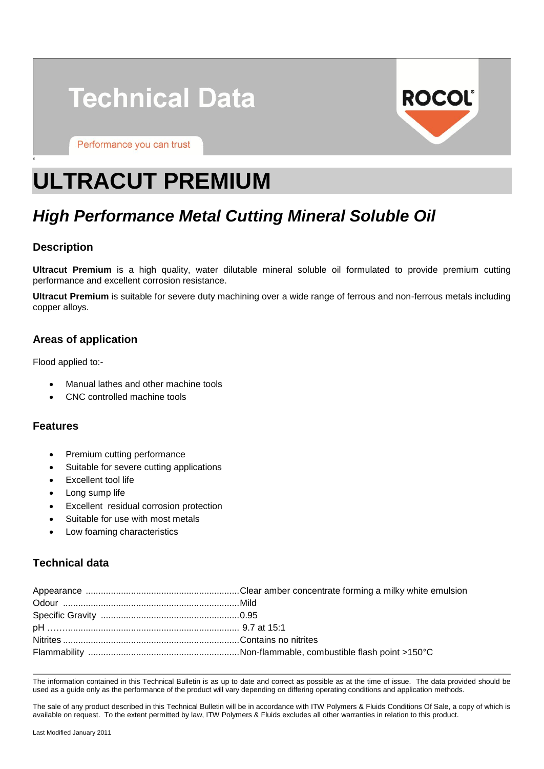# Technical Data

Performance you can trust

ROCOL

# ULTRACUT PREMIUM

## *High Performance Metal Cutting Mineral Soluble Oil*

### Description

**Ultracut Premium** is a high quality, water dilutable mineral soluble oil formulated to provide premium cutting performance and excellent corrosion resistance.

**Ultracut Premium** is suitable for severe duty machining over a wide range of ferrous and non-ferrous metals including copper alloys.

### Areas of application

Flood applied to:-

- Manual lathes and other machine tools
- CNC controlled machine tools

### Features

- Premium cutting performance
- Suitable for severe cutting applications
- Excellent tool life
- Long sump life
- Excellent residual corrosion protection
- Suitable for use with most metals
- Low foaming characteristics

### Technical data

| | |
|---|---|
| Appearance | Clear amber concentrate forming a milky white emulsion |
| Odour | Mild |
| Specific Gravity | 0.95 |
| pH | 9.7 at 15:1 |
| Nitrites | Contains no nitrites |
| Flammability | Non-flammable, combustible flash point >150°C |

The information contained in this Technical Bulletin is as up to date and correct as possible as at the time of issue. The data provided should be used as a guide only as the performance of the product will vary depending on differing operating conditions and application methods.

The sale of any product described in this Technical Bulletin will be in accordance with ITW Polymers & Fluids Conditions Of Sale, a copy of which is available on request. To the extent permitted by law, ITW Polymers & Fluids excludes all other warranties in relation to this product.

Last Modified January 2011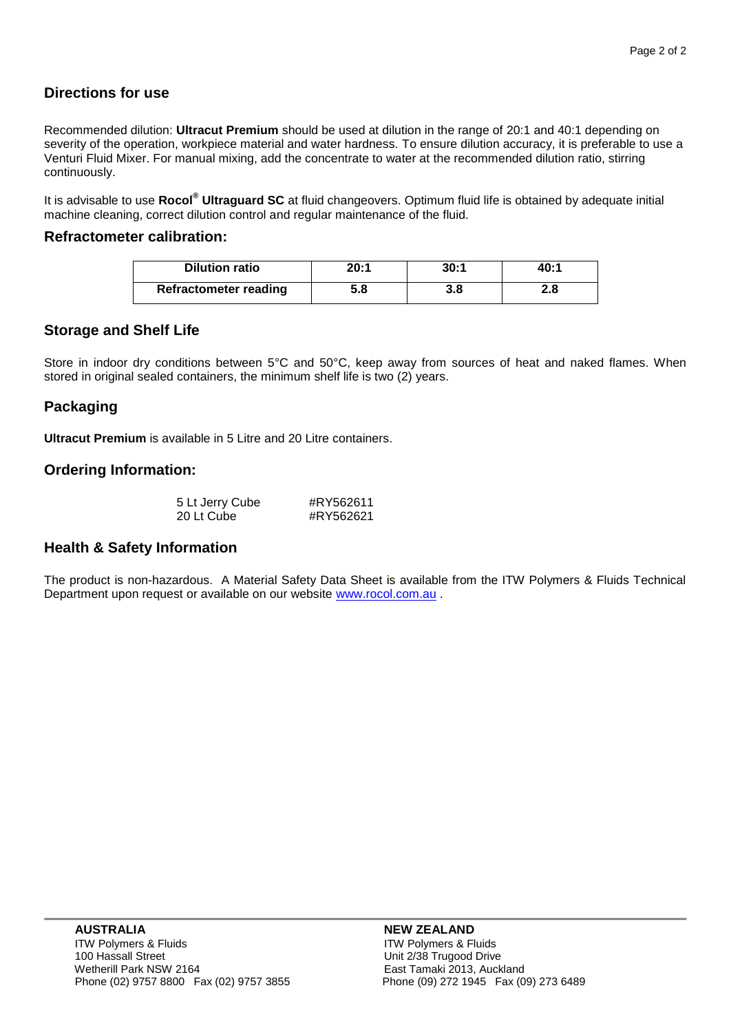## Directions for use

Recommended dilution: **Ultracut Premium** should be used at dilution in the range of 20:1 and 40:1 depending on severity of the operation, workpiece material and water hardness. To ensure dilution accuracy, it is preferable to use a Venturi Fluid Mixer. For manual mixing, add the concentrate to water at the recommended dilution ratio, stirring continuously.

It is advisable to use **Rocol® Ultraguard SC** at fluid changeovers. Optimum fluid life is obtained by adequate initial machine cleaning, correct dilution control and regular maintenance of the fluid.

## Refractometer calibration:

| Dilution ratio | 20:1 | 30:1 | 40:1 |
|---|---|---|---|
| Refractometer reading | 5.8 | 3.8 | 2.8 |

## Storage and Shelf Life

Store in indoor dry conditions between 5°C and 50°C, keep away from sources of heat and naked flames. When stored in original sealed containers, the minimum shelf life is two (2) years.

## Packaging

**Ultracut Premium** is available in 5 Litre and 20 Litre containers.

## Ordering Information:

| | |
|---|---|
| 5 Lt Jerry Cube | #RY562611 |
| 20 Lt Cube | #RY562621 |

## Health & Safety Information

The product is non-hazardous. A Material Safety Data Sheet is available from the ITW Polymers & Fluids Technical Department upon request or available on our website www.rocol.com.au .

**AUSTRALIA**
ITW Polymers & Fluids
100 Hassall Street
Wetherill Park NSW 2164
Phone (02) 9757 8800 Fax (02) 9757 3855

**NEW ZEALAND**
ITW Polymers & Fluids
Unit 2/38 Trugood Drive
East Tamaki 2013, Auckland
Phone (09) 272 1945 Fax (09) 273 6489